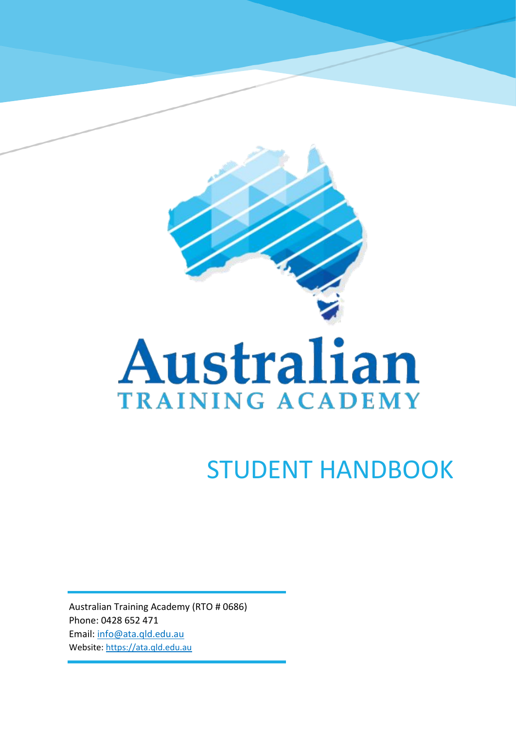# Australian

TRAINING ACADEMY

# STUDENT HANDBOOK

Australian Training Academy (RTO # 0686)
Phone: 0428 652 471
Email: info@ata.qld.edu.au
Website: https://ata.qld.edu.au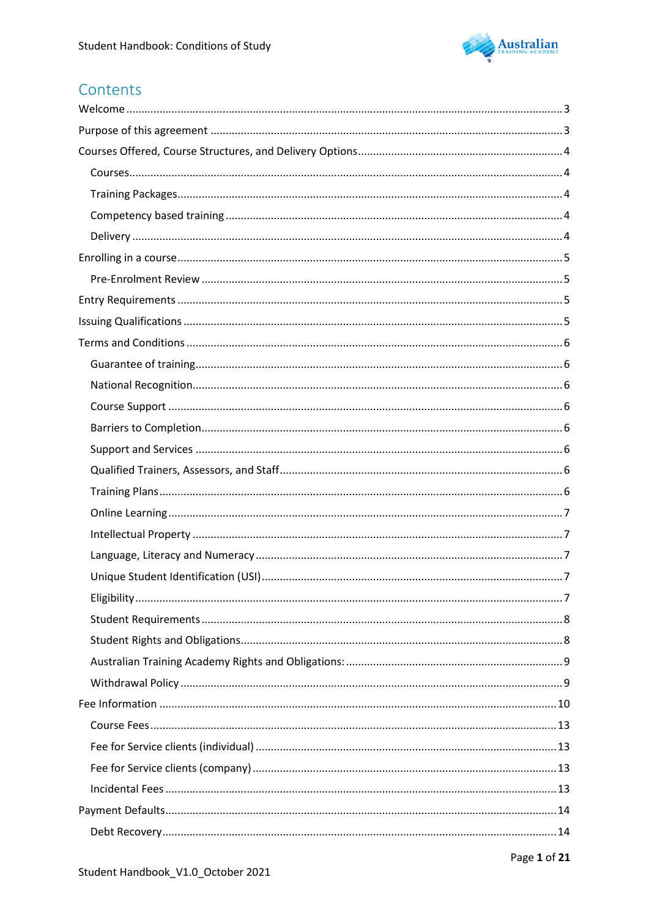# Contents

- Welcome ... 3
- Purpose of this agreement ... 3
- Courses Offered, Course Structures, and Delivery Options ... 4
    - Courses ... 4
    - Training Packages ... 4
    - Competency based training ... 4
    - Delivery ... 4
- Enrolling in a course ... 5
    - Pre-Enrolment Review ... 5
- Entry Requirements ... 5
- Issuing Qualifications ... 5
- Terms and Conditions ... 6
    - Guarantee of training ... 6
    - National Recognition ... 6
    - Course Support ... 6
    - Barriers to Completion ... 6
    - Support and Services ... 6
    - Qualified Trainers, Assessors, and Staff ... 6
    - Training Plans ... 6
    - Online Learning ... 7
    - Intellectual Property ... 7
    - Language, Literacy and Numeracy ... 7
    - Unique Student Identification (USI) ... 7
    - Eligibility ... 7
    - Student Requirements ... 8
    - Student Rights and Obligations ... 8
    - Australian Training Academy Rights and Obligations: ... 9
    - Withdrawal Policy ... 9
- Fee Information ... 10
    - Course Fees ... 13
    - Fee for Service clients (individual) ... 13
    - Fee for Service clients (company) ... 13
    - Incidental Fees ... 13
- Payment Defaults ... 14
    - Debt Recovery ... 14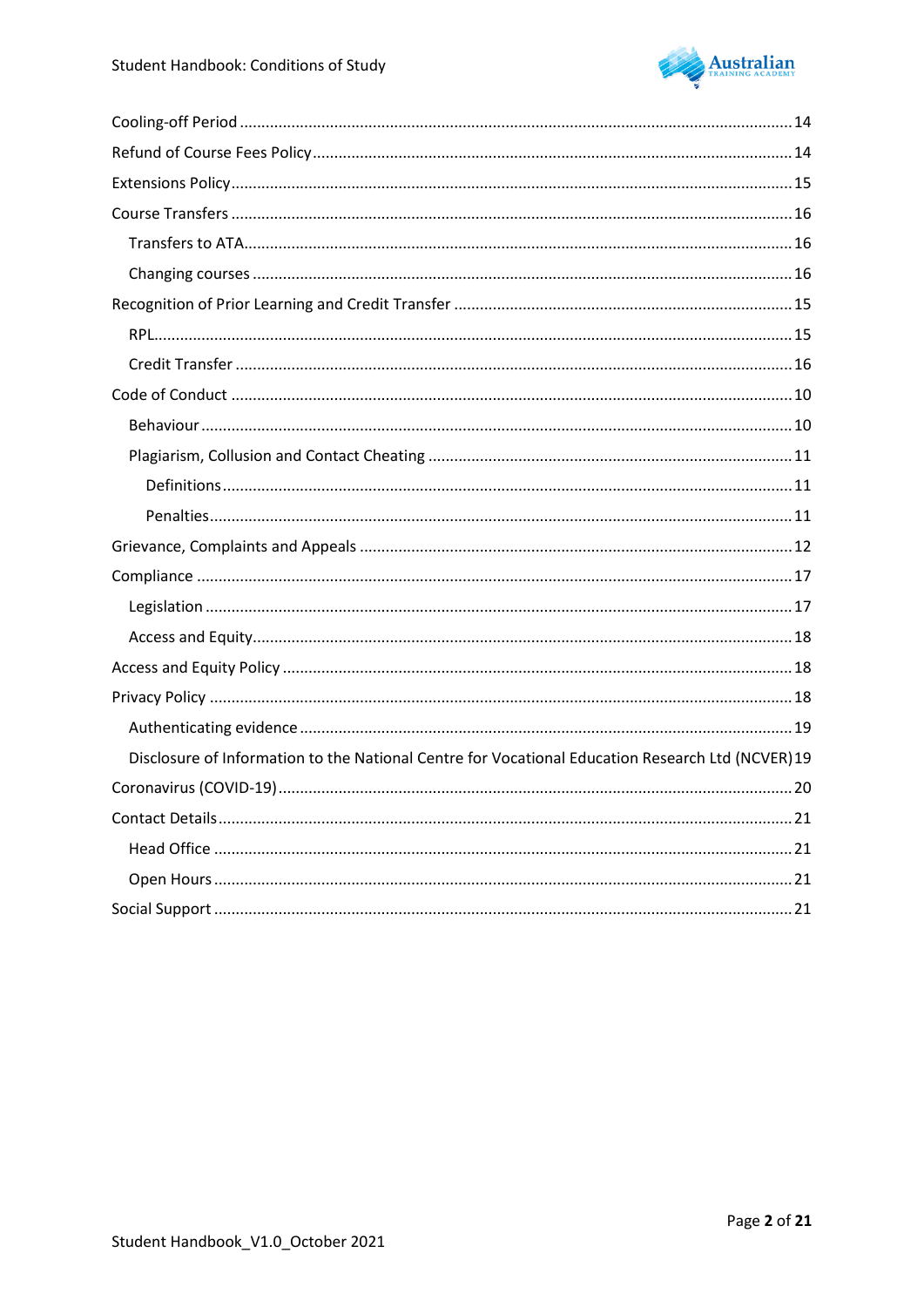Cooling-off Period ........................................................................................................................ 14

Refund of Course Fees Policy ........................................................................................................ 14

Extensions Policy .......................................................................................................................... 15

Course Transfers ........................................................................................................................... 16

  Transfers to ATA ......................................................................................................................... 16

  Changing courses ........................................................................................................................ 16

Recognition of Prior Learning and Credit Transfer ........................................................................ 15

  RPL ............................................................................................................................................... 15

  Credit Transfer ............................................................................................................................. 16

Code of Conduct ........................................................................................................................... 10

  Behaviour .................................................................................................................................... 10

  Plagiarism, Collusion and Contact Cheating ............................................................................... 11

    Definitions ................................................................................................................................ 11

    Penalties ................................................................................................................................... 11

Grievance, Complaints and Appeals .............................................................................................. 12

Compliance ................................................................................................................................... 17

  Legislation ................................................................................................................................... 17

  Access and Equity ........................................................................................................................ 18

Access and Equity Policy ............................................................................................................... 18

Privacy Policy ................................................................................................................................ 18

  Authenticating evidence ............................................................................................................. 19

  Disclosure of Information to the National Centre for Vocational Education Research Ltd (NCVER) 19

Coronavirus (COVID-19) ................................................................................................................ 20

Contact Details .............................................................................................................................. 21

  Head Office .................................................................................................................................. 21

  Open Hours .................................................................................................................................. 21

Social Support ............................................................................................................................... 21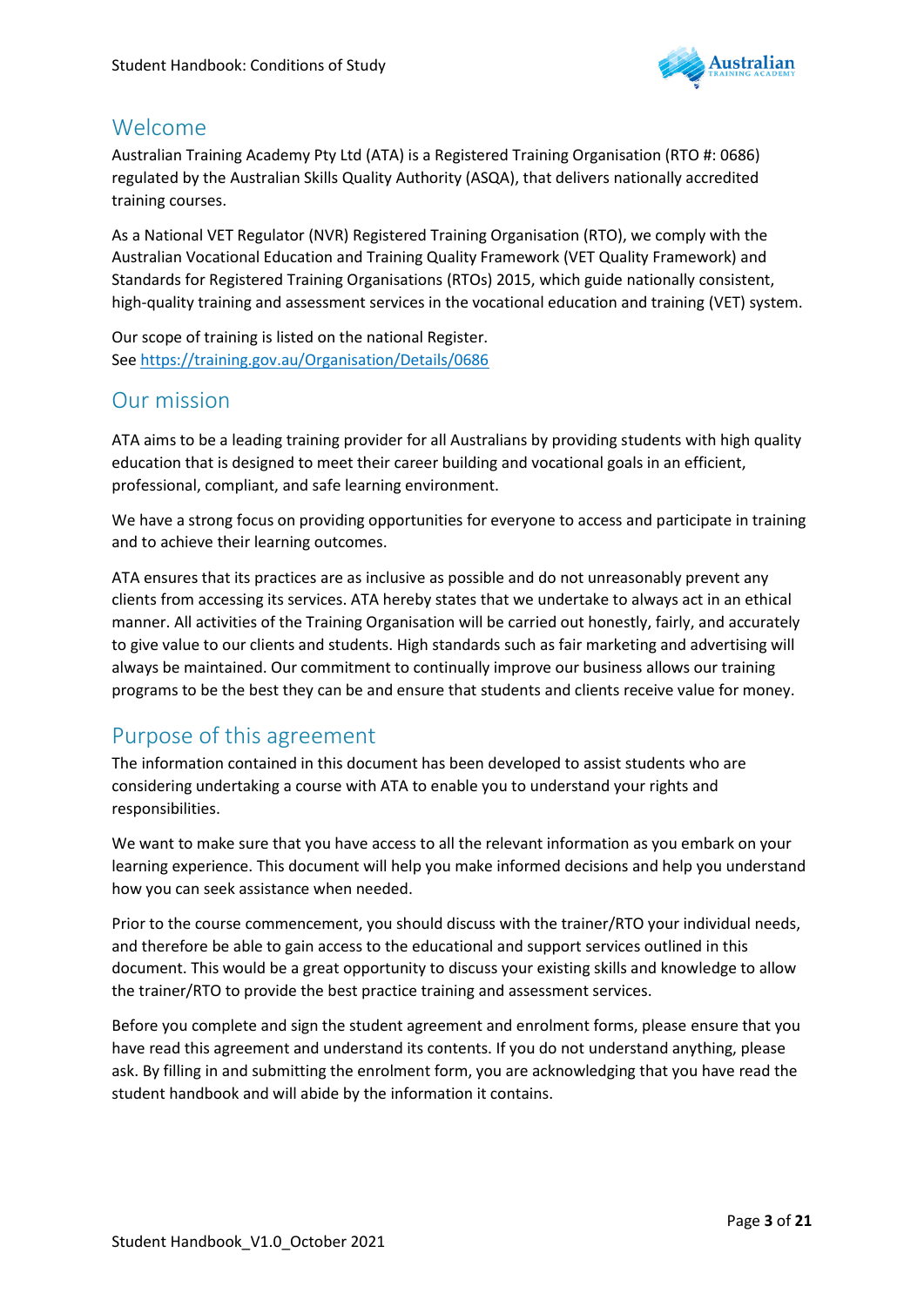## Welcome

Australian Training Academy Pty Ltd (ATA) is a Registered Training Organisation (RTO #: 0686) regulated by the Australian Skills Quality Authority (ASQA), that delivers nationally accredited training courses.

As a National VET Regulator (NVR) Registered Training Organisation (RTO), we comply with the Australian Vocational Education and Training Quality Framework (VET Quality Framework) and Standards for Registered Training Organisations (RTOs) 2015, which guide nationally consistent, high-quality training and assessment services in the vocational education and training (VET) system.

Our scope of training is listed on the national Register.
See https://training.gov.au/Organisation/Details/0686

## Our mission

ATA aims to be a leading training provider for all Australians by providing students with high quality education that is designed to meet their career building and vocational goals in an efficient, professional, compliant, and safe learning environment.

We have a strong focus on providing opportunities for everyone to access and participate in training and to achieve their learning outcomes.

ATA ensures that its practices are as inclusive as possible and do not unreasonably prevent any clients from accessing its services. ATA hereby states that we undertake to always act in an ethical manner. All activities of the Training Organisation will be carried out honestly, fairly, and accurately to give value to our clients and students. High standards such as fair marketing and advertising will always be maintained. Our commitment to continually improve our business allows our training programs to be the best they can be and ensure that students and clients receive value for money.

## Purpose of this agreement

The information contained in this document has been developed to assist students who are considering undertaking a course with ATA to enable you to understand your rights and responsibilities.

We want to make sure that you have access to all the relevant information as you embark on your learning experience. This document will help you make informed decisions and help you understand how you can seek assistance when needed.

Prior to the course commencement, you should discuss with the trainer/RTO your individual needs, and therefore be able to gain access to the educational and support services outlined in this document. This would be a great opportunity to discuss your existing skills and knowledge to allow the trainer/RTO to provide the best practice training and assessment services.

Before you complete and sign the student agreement and enrolment forms, please ensure that you have read this agreement and understand its contents. If you do not understand anything, please ask. By filling in and submitting the enrolment form, you are acknowledging that you have read the student handbook and will abide by the information it contains.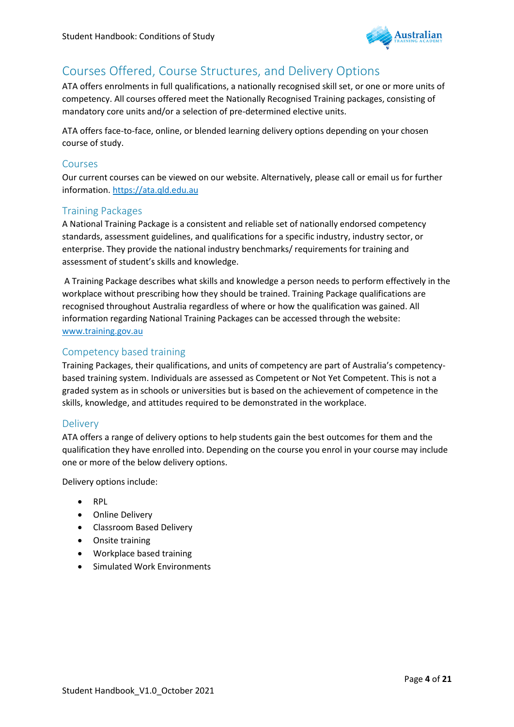## Courses Offered, Course Structures, and Delivery Options

ATA offers enrolments in full qualifications, a nationally recognised skill set, or one or more units of competency. All courses offered meet the Nationally Recognised Training packages, consisting of mandatory core units and/or a selection of pre-determined elective units.

ATA offers face-to-face, online, or blended learning delivery options depending on your chosen course of study.

### Courses

Our current courses can be viewed on our website. Alternatively, please call or email us for further information. https://ata.qld.edu.au

### Training Packages

A National Training Package is a consistent and reliable set of nationally endorsed competency standards, assessment guidelines, and qualifications for a specific industry, industry sector, or enterprise. They provide the national industry benchmarks/ requirements for training and assessment of student's skills and knowledge.

A Training Package describes what skills and knowledge a person needs to perform effectively in the workplace without prescribing how they should be trained. Training Package qualifications are recognised throughout Australia regardless of where or how the qualification was gained. All information regarding National Training Packages can be accessed through the website: www.training.gov.au

### Competency based training

Training Packages, their qualifications, and units of competency are part of Australia's competency-based training system. Individuals are assessed as Competent or Not Yet Competent. This is not a graded system as in schools or universities but is based on the achievement of competence in the skills, knowledge, and attitudes required to be demonstrated in the workplace.

### Delivery

ATA offers a range of delivery options to help students gain the best outcomes for them and the qualification they have enrolled into. Depending on the course you enrol in your course may include one or more of the below delivery options.

Delivery options include:

- RPL
- Online Delivery
- Classroom Based Delivery
- Onsite training
- Workplace based training
- Simulated Work Environments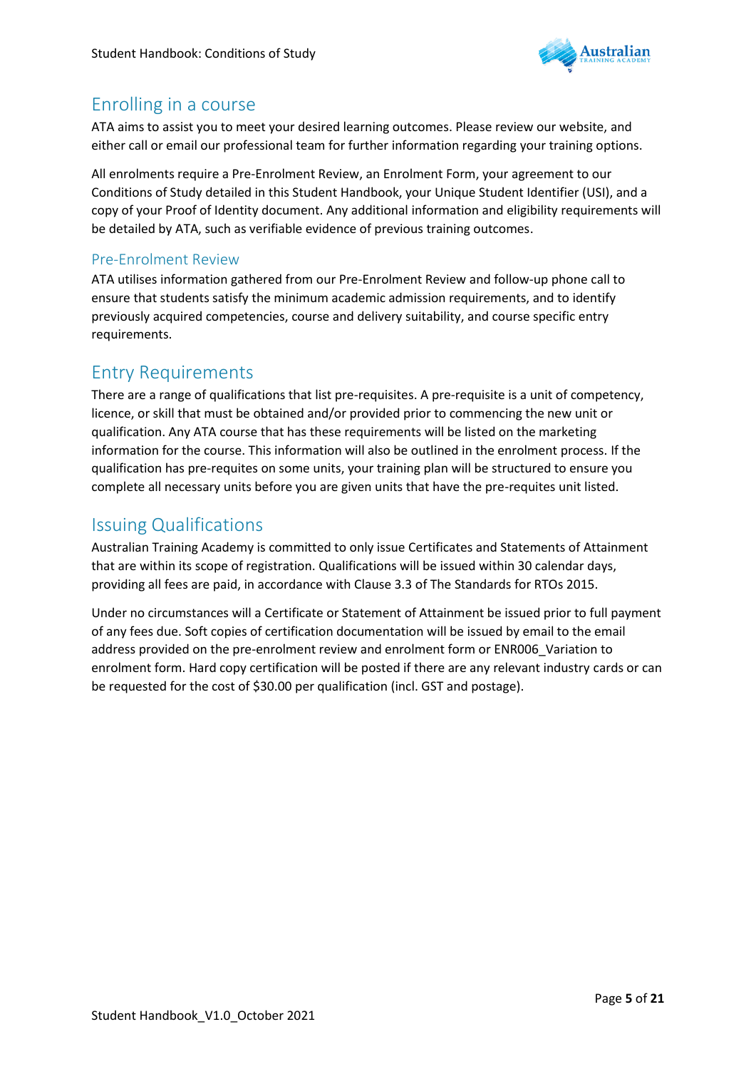## Enrolling in a course

ATA aims to assist you to meet your desired learning outcomes. Please review our website, and either call or email our professional team for further information regarding your training options.

All enrolments require a Pre-Enrolment Review, an Enrolment Form, your agreement to our Conditions of Study detailed in this Student Handbook, your Unique Student Identifier (USI), and a copy of your Proof of Identity document. Any additional information and eligibility requirements will be detailed by ATA, such as verifiable evidence of previous training outcomes.

### Pre-Enrolment Review

ATA utilises information gathered from our Pre-Enrolment Review and follow-up phone call to ensure that students satisfy the minimum academic admission requirements, and to identify previously acquired competencies, course and delivery suitability, and course specific entry requirements.

## Entry Requirements

There are a range of qualifications that list pre-requisites. A pre-requisite is a unit of competency, licence, or skill that must be obtained and/or provided prior to commencing the new unit or qualification. Any ATA course that has these requirements will be listed on the marketing information for the course. This information will also be outlined in the enrolment process. If the qualification has pre-requites on some units, your training plan will be structured to ensure you complete all necessary units before you are given units that have the pre-requites unit listed.

## Issuing Qualifications

Australian Training Academy is committed to only issue Certificates and Statements of Attainment that are within its scope of registration. Qualifications will be issued within 30 calendar days, providing all fees are paid, in accordance with Clause 3.3 of The Standards for RTOs 2015.

Under no circumstances will a Certificate or Statement of Attainment be issued prior to full payment of any fees due. Soft copies of certification documentation will be issued by email to the email address provided on the pre-enrolment review and enrolment form or ENR006_Variation to enrolment form. Hard copy certification will be posted if there are any relevant industry cards or can be requested for the cost of $30.00 per qualification (incl. GST and postage).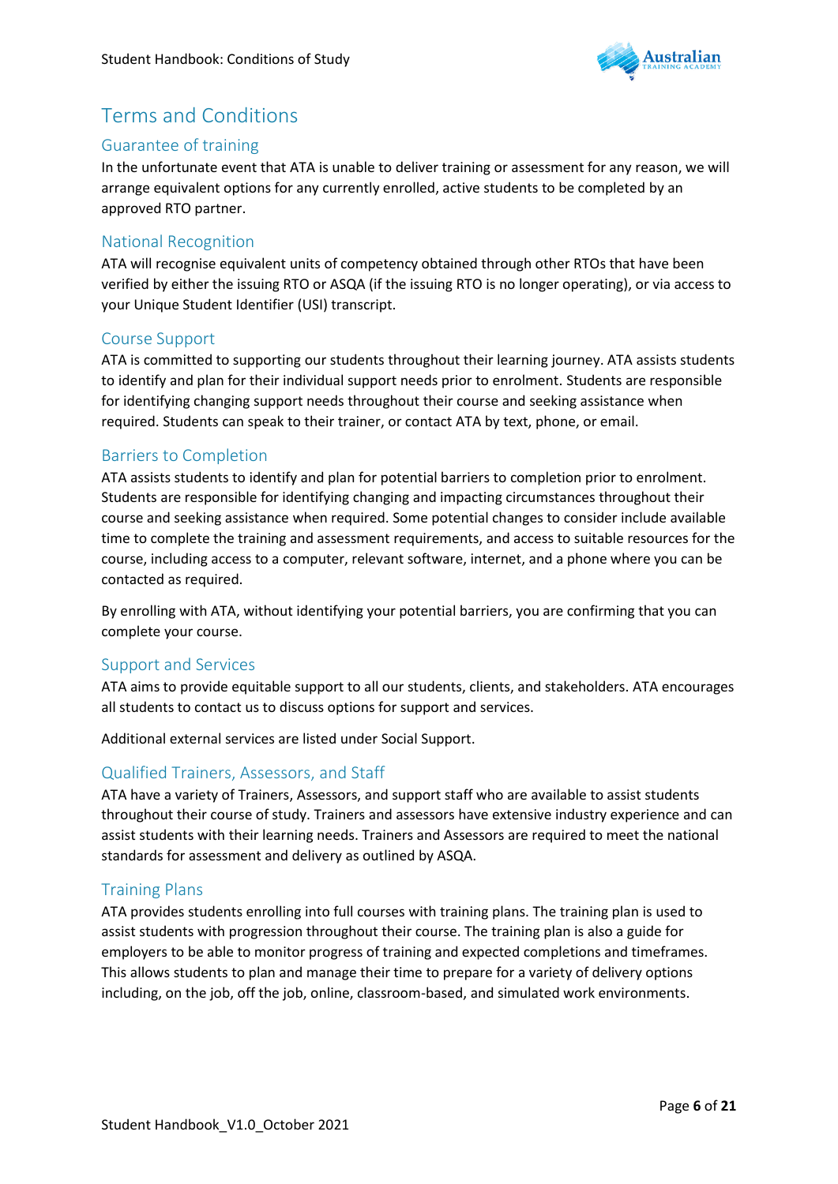# Terms and Conditions

## Guarantee of training

In the unfortunate event that ATA is unable to deliver training or assessment for any reason, we will arrange equivalent options for any currently enrolled, active students to be completed by an approved RTO partner.

## National Recognition

ATA will recognise equivalent units of competency obtained through other RTOs that have been verified by either the issuing RTO or ASQA (if the issuing RTO is no longer operating), or via access to your Unique Student Identifier (USI) transcript.

## Course Support

ATA is committed to supporting our students throughout their learning journey. ATA assists students to identify and plan for their individual support needs prior to enrolment. Students are responsible for identifying changing support needs throughout their course and seeking assistance when required. Students can speak to their trainer, or contact ATA by text, phone, or email.

## Barriers to Completion

ATA assists students to identify and plan for potential barriers to completion prior to enrolment. Students are responsible for identifying changing and impacting circumstances throughout their course and seeking assistance when required. Some potential changes to consider include available time to complete the training and assessment requirements, and access to suitable resources for the course, including access to a computer, relevant software, internet, and a phone where you can be contacted as required.

By enrolling with ATA, without identifying your potential barriers, you are confirming that you can complete your course.

## Support and Services

ATA aims to provide equitable support to all our students, clients, and stakeholders. ATA encourages all students to contact us to discuss options for support and services.

Additional external services are listed under Social Support.

## Qualified Trainers, Assessors, and Staff

ATA have a variety of Trainers, Assessors, and support staff who are available to assist students throughout their course of study. Trainers and assessors have extensive industry experience and can assist students with their learning needs. Trainers and Assessors are required to meet the national standards for assessment and delivery as outlined by ASQA.

## Training Plans

ATA provides students enrolling into full courses with training plans. The training plan is used to assist students with progression throughout their course. The training plan is also a guide for employers to be able to monitor progress of training and expected completions and timeframes. This allows students to plan and manage their time to prepare for a variety of delivery options including, on the job, off the job, online, classroom-based, and simulated work environments.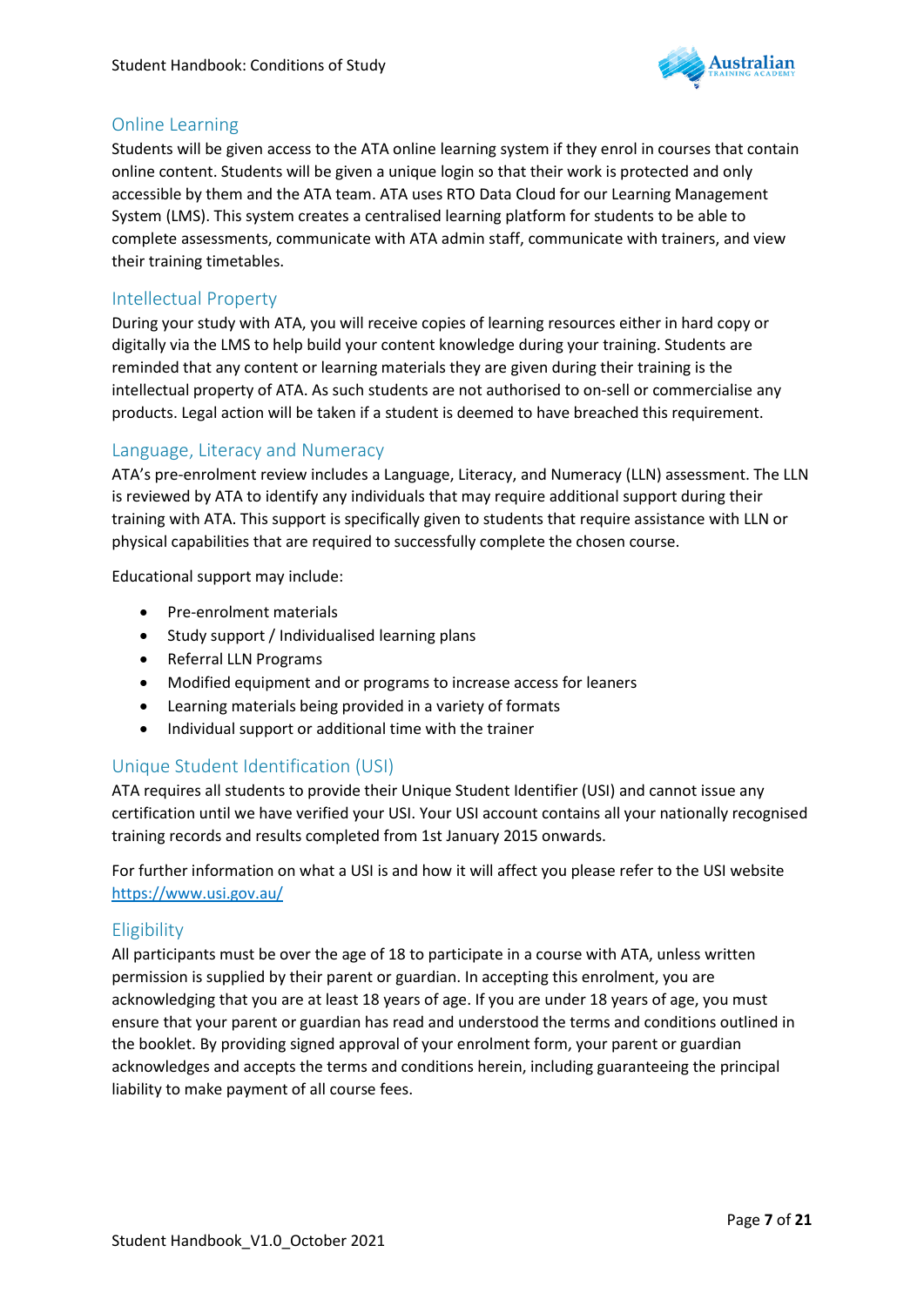## Online Learning

Students will be given access to the ATA online learning system if they enrol in courses that contain online content. Students will be given a unique login so that their work is protected and only accessible by them and the ATA team. ATA uses RTO Data Cloud for our Learning Management System (LMS). This system creates a centralised learning platform for students to be able to complete assessments, communicate with ATA admin staff, communicate with trainers, and view their training timetables.

## Intellectual Property

During your study with ATA, you will receive copies of learning resources either in hard copy or digitally via the LMS to help build your content knowledge during your training. Students are reminded that any content or learning materials they are given during their training is the intellectual property of ATA. As such students are not authorised to on-sell or commercialise any products. Legal action will be taken if a student is deemed to have breached this requirement.

## Language, Literacy and Numeracy

ATA's pre-enrolment review includes a Language, Literacy, and Numeracy (LLN) assessment. The LLN is reviewed by ATA to identify any individuals that may require additional support during their training with ATA. This support is specifically given to students that require assistance with LLN or physical capabilities that are required to successfully complete the chosen course.

Educational support may include:

- Pre-enrolment materials
- Study support / Individualised learning plans
- Referral LLN Programs
- Modified equipment and or programs to increase access for leaners
- Learning materials being provided in a variety of formats
- Individual support or additional time with the trainer

## Unique Student Identification (USI)

ATA requires all students to provide their Unique Student Identifier (USI) and cannot issue any certification until we have verified your USI. Your USI account contains all your nationally recognised training records and results completed from 1st January 2015 onwards.

For further information on what a USI is and how it will affect you please refer to the USI website https://www.usi.gov.au/

## Eligibility

All participants must be over the age of 18 to participate in a course with ATA, unless written permission is supplied by their parent or guardian. In accepting this enrolment, you are acknowledging that you are at least 18 years of age. If you are under 18 years of age, you must ensure that your parent or guardian has read and understood the terms and conditions outlined in the booklet. By providing signed approval of your enrolment form, your parent or guardian acknowledges and accepts the terms and conditions herein, including guaranteeing the principal liability to make payment of all course fees.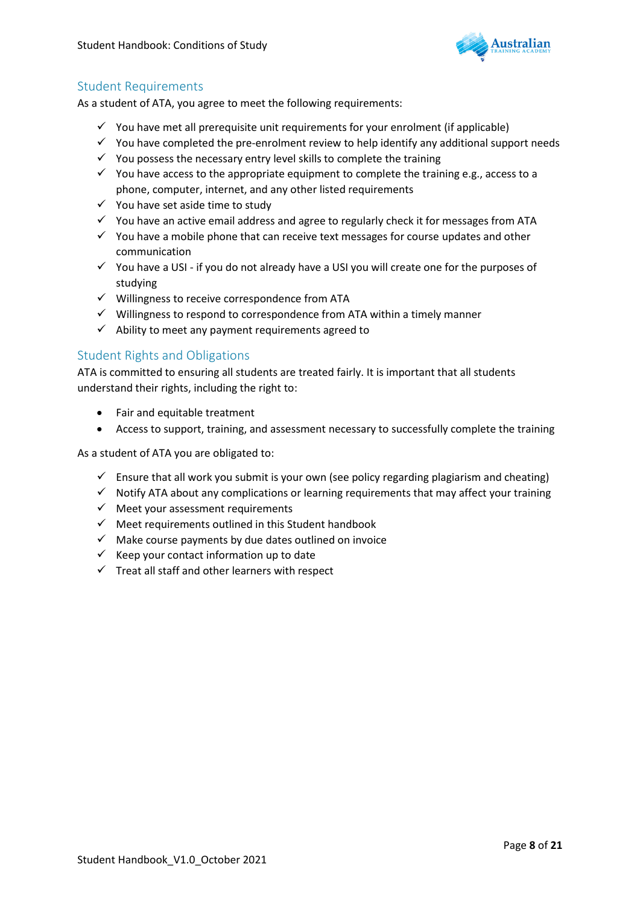## Student Requirements

As a student of ATA, you agree to meet the following requirements:

- ✓ You have met all prerequisite unit requirements for your enrolment (if applicable)
- ✓ You have completed the pre-enrolment review to help identify any additional support needs
- ✓ You possess the necessary entry level skills to complete the training
- ✓ You have access to the appropriate equipment to complete the training e.g., access to a phone, computer, internet, and any other listed requirements
- ✓ You have set aside time to study
- ✓ You have an active email address and agree to regularly check it for messages from ATA
- ✓ You have a mobile phone that can receive text messages for course updates and other communication
- ✓ You have a USI - if you do not already have a USI you will create one for the purposes of studying
- ✓ Willingness to receive correspondence from ATA
- ✓ Willingness to respond to correspondence from ATA within a timely manner
- ✓ Ability to meet any payment requirements agreed to

## Student Rights and Obligations

ATA is committed to ensuring all students are treated fairly. It is important that all students understand their rights, including the right to:

- Fair and equitable treatment
- Access to support, training, and assessment necessary to successfully complete the training

As a student of ATA you are obligated to:

- ✓ Ensure that all work you submit is your own (see policy regarding plagiarism and cheating)
- ✓ Notify ATA about any complications or learning requirements that may affect your training
- ✓ Meet your assessment requirements
- ✓ Meet requirements outlined in this Student handbook
- ✓ Make course payments by due dates outlined on invoice
- ✓ Keep your contact information up to date
- ✓ Treat all staff and other learners with respect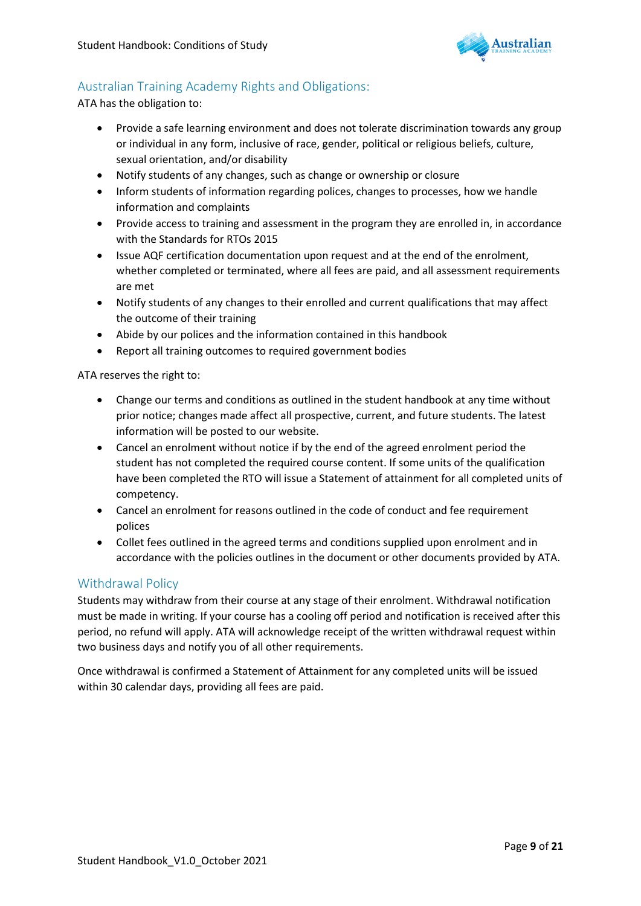## Australian Training Academy Rights and Obligations:

ATA has the obligation to:

- Provide a safe learning environment and does not tolerate discrimination towards any group or individual in any form, inclusive of race, gender, political or religious beliefs, culture, sexual orientation, and/or disability
- Notify students of any changes, such as change or ownership or closure
- Inform students of information regarding polices, changes to processes, how we handle information and complaints
- Provide access to training and assessment in the program they are enrolled in, in accordance with the Standards for RTOs 2015
- Issue AQF certification documentation upon request and at the end of the enrolment, whether completed or terminated, where all fees are paid, and all assessment requirements are met
- Notify students of any changes to their enrolled and current qualifications that may affect the outcome of their training
- Abide by our polices and the information contained in this handbook
- Report all training outcomes to required government bodies

ATA reserves the right to:

- Change our terms and conditions as outlined in the student handbook at any time without prior notice; changes made affect all prospective, current, and future students. The latest information will be posted to our website.
- Cancel an enrolment without notice if by the end of the agreed enrolment period the student has not completed the required course content. If some units of the qualification have been completed the RTO will issue a Statement of attainment for all completed units of competency.
- Cancel an enrolment for reasons outlined in the code of conduct and fee requirement polices
- Collet fees outlined in the agreed terms and conditions supplied upon enrolment and in accordance with the policies outlines in the document or other documents provided by ATA.

## Withdrawal Policy

Students may withdraw from their course at any stage of their enrolment. Withdrawal notification must be made in writing. If your course has a cooling off period and notification is received after this period, no refund will apply. ATA will acknowledge receipt of the written withdrawal request within two business days and notify you of all other requirements.

Once withdrawal is confirmed a Statement of Attainment for any completed units will be issued within 30 calendar days, providing all fees are paid.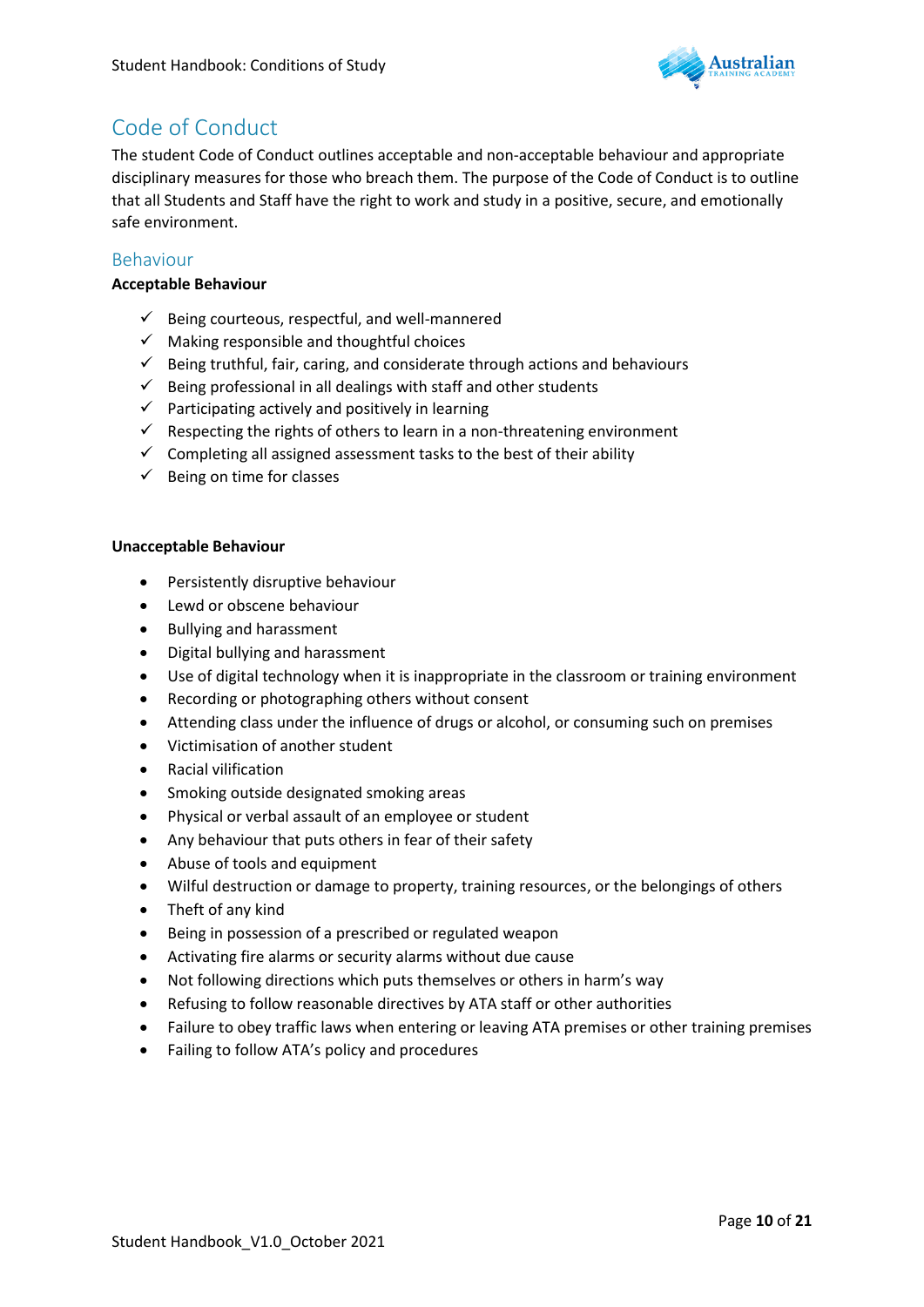# Code of Conduct

The student Code of Conduct outlines acceptable and non-acceptable behaviour and appropriate disciplinary measures for those who breach them. The purpose of the Code of Conduct is to outline that all Students and Staff have the right to work and study in a positive, secure, and emotionally safe environment.

## Behaviour

**Acceptable Behaviour**

- ✓ Being courteous, respectful, and well-mannered
- ✓ Making responsible and thoughtful choices
- ✓ Being truthful, fair, caring, and considerate through actions and behaviours
- ✓ Being professional in all dealings with staff and other students
- ✓ Participating actively and positively in learning
- ✓ Respecting the rights of others to learn in a non-threatening environment
- ✓ Completing all assigned assessment tasks to the best of their ability
- ✓ Being on time for classes

**Unacceptable Behaviour**

- Persistently disruptive behaviour
- Lewd or obscene behaviour
- Bullying and harassment
- Digital bullying and harassment
- Use of digital technology when it is inappropriate in the classroom or training environment
- Recording or photographing others without consent
- Attending class under the influence of drugs or alcohol, or consuming such on premises
- Victimisation of another student
- Racial vilification
- Smoking outside designated smoking areas
- Physical or verbal assault of an employee or student
- Any behaviour that puts others in fear of their safety
- Abuse of tools and equipment
- Wilful destruction or damage to property, training resources, or the belongings of others
- Theft of any kind
- Being in possession of a prescribed or regulated weapon
- Activating fire alarms or security alarms without due cause
- Not following directions which puts themselves or others in harm's way
- Refusing to follow reasonable directives by ATA staff or other authorities
- Failure to obey traffic laws when entering or leaving ATA premises or other training premises
- Failing to follow ATA's policy and procedures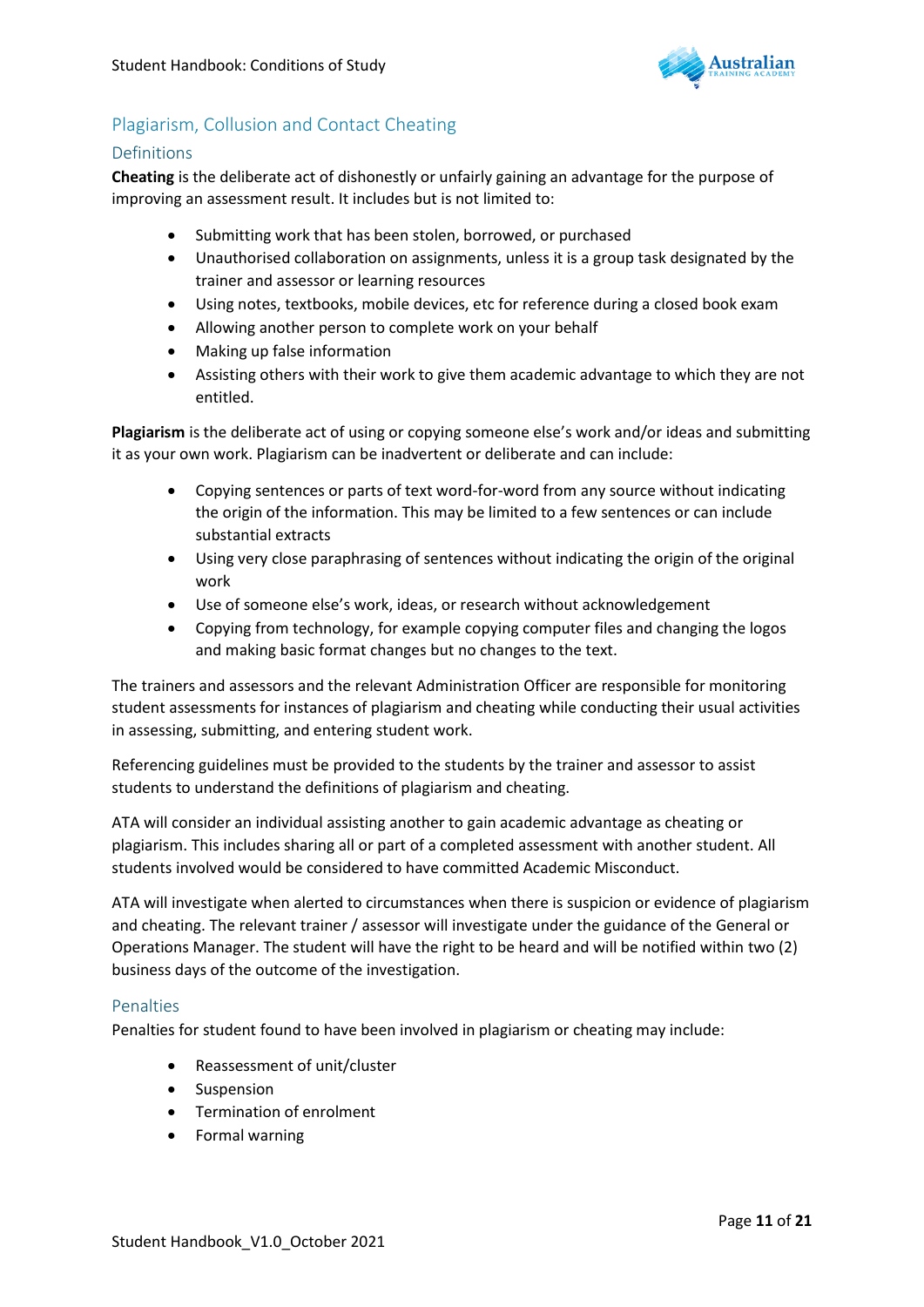## Plagiarism, Collusion and Contact Cheating

### Definitions

**Cheating** is the deliberate act of dishonestly or unfairly gaining an advantage for the purpose of improving an assessment result. It includes but is not limited to:

- Submitting work that has been stolen, borrowed, or purchased
- Unauthorised collaboration on assignments, unless it is a group task designated by the trainer and assessor or learning resources
- Using notes, textbooks, mobile devices, etc for reference during a closed book exam
- Allowing another person to complete work on your behalf
- Making up false information
- Assisting others with their work to give them academic advantage to which they are not entitled.

**Plagiarism** is the deliberate act of using or copying someone else's work and/or ideas and submitting it as your own work. Plagiarism can be inadvertent or deliberate and can include:

- Copying sentences or parts of text word-for-word from any source without indicating the origin of the information. This may be limited to a few sentences or can include substantial extracts
- Using very close paraphrasing of sentences without indicating the origin of the original work
- Use of someone else's work, ideas, or research without acknowledgement
- Copying from technology, for example copying computer files and changing the logos and making basic format changes but no changes to the text.

The trainers and assessors and the relevant Administration Officer are responsible for monitoring student assessments for instances of plagiarism and cheating while conducting their usual activities in assessing, submitting, and entering student work.

Referencing guidelines must be provided to the students by the trainer and assessor to assist students to understand the definitions of plagiarism and cheating.

ATA will consider an individual assisting another to gain academic advantage as cheating or plagiarism. This includes sharing all or part of a completed assessment with another student. All students involved would be considered to have committed Academic Misconduct.

ATA will investigate when alerted to circumstances when there is suspicion or evidence of plagiarism and cheating. The relevant trainer / assessor will investigate under the guidance of the General or Operations Manager. The student will have the right to be heard and will be notified within two (2) business days of the outcome of the investigation.

### Penalties

Penalties for student found to have been involved in plagiarism or cheating may include:

- Reassessment of unit/cluster
- Suspension
- Termination of enrolment
- Formal warning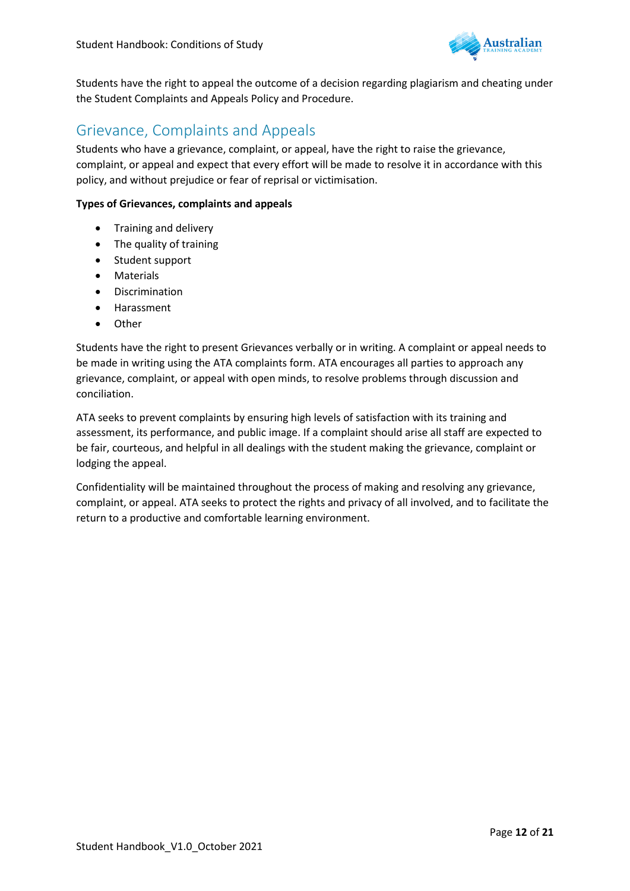Students have the right to appeal the outcome of a decision regarding plagiarism and cheating under the Student Complaints and Appeals Policy and Procedure.

## Grievance, Complaints and Appeals

Students who have a grievance, complaint, or appeal, have the right to raise the grievance, complaint, or appeal and expect that every effort will be made to resolve it in accordance with this policy, and without prejudice or fear of reprisal or victimisation.

**Types of Grievances, complaints and appeals**

- Training and delivery
- The quality of training
- Student support
- Materials
- Discrimination
- Harassment
- Other

Students have the right to present Grievances verbally or in writing. A complaint or appeal needs to be made in writing using the ATA complaints form. ATA encourages all parties to approach any grievance, complaint, or appeal with open minds, to resolve problems through discussion and conciliation.

ATA seeks to prevent complaints by ensuring high levels of satisfaction with its training and assessment, its performance, and public image. If a complaint should arise all staff are expected to be fair, courteous, and helpful in all dealings with the student making the grievance, complaint or lodging the appeal.

Confidentiality will be maintained throughout the process of making and resolving any grievance, complaint, or appeal. ATA seeks to protect the rights and privacy of all involved, and to facilitate the return to a productive and comfortable learning environment.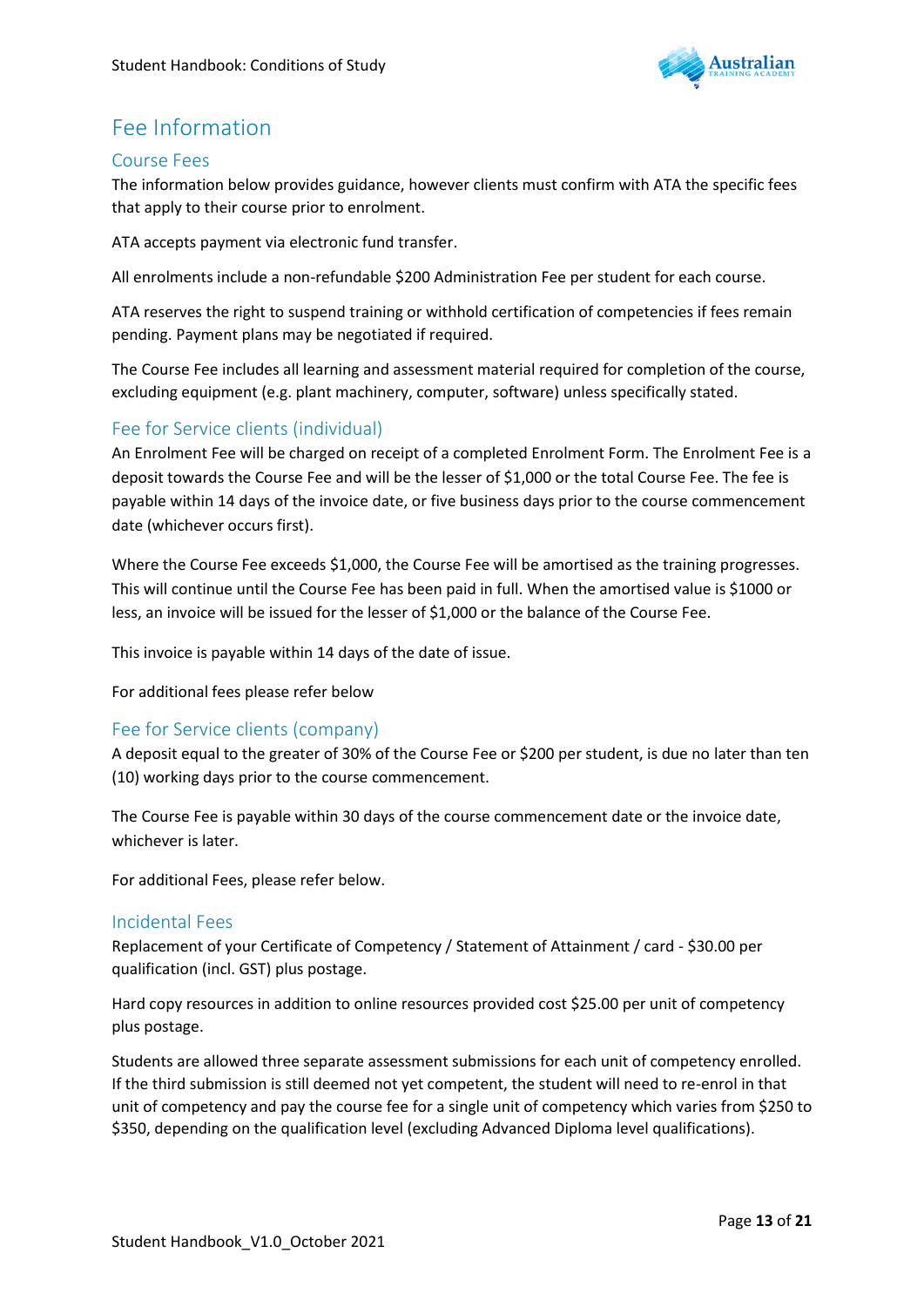# Fee Information

## Course Fees

The information below provides guidance, however clients must confirm with ATA the specific fees that apply to their course prior to enrolment.

ATA accepts payment via electronic fund transfer.

All enrolments include a non-refundable $200 Administration Fee per student for each course.

ATA reserves the right to suspend training or withhold certification of competencies if fees remain pending. Payment plans may be negotiated if required.

The Course Fee includes all learning and assessment material required for completion of the course, excluding equipment (e.g. plant machinery, computer, software) unless specifically stated.

## Fee for Service clients (individual)

An Enrolment Fee will be charged on receipt of a completed Enrolment Form. The Enrolment Fee is a deposit towards the Course Fee and will be the lesser of $1,000 or the total Course Fee. The fee is payable within 14 days of the invoice date, or five business days prior to the course commencement date (whichever occurs first).

Where the Course Fee exceeds $1,000, the Course Fee will be amortised as the training progresses. This will continue until the Course Fee has been paid in full. When the amortised value is $1000 or less, an invoice will be issued for the lesser of $1,000 or the balance of the Course Fee.

This invoice is payable within 14 days of the date of issue.

For additional fees please refer below

## Fee for Service clients (company)

A deposit equal to the greater of 30% of the Course Fee or $200 per student, is due no later than ten (10) working days prior to the course commencement.

The Course Fee is payable within 30 days of the course commencement date or the invoice date, whichever is later.

For additional Fees, please refer below.

## Incidental Fees

Replacement of your Certificate of Competency / Statement of Attainment / card - $30.00 per qualification (incl. GST) plus postage.

Hard copy resources in addition to online resources provided cost $25.00 per unit of competency plus postage.

Students are allowed three separate assessment submissions for each unit of competency enrolled. If the third submission is still deemed not yet competent, the student will need to re-enrol in that unit of competency and pay the course fee for a single unit of competency which varies from $250 to $350, depending on the qualification level (excluding Advanced Diploma level qualifications).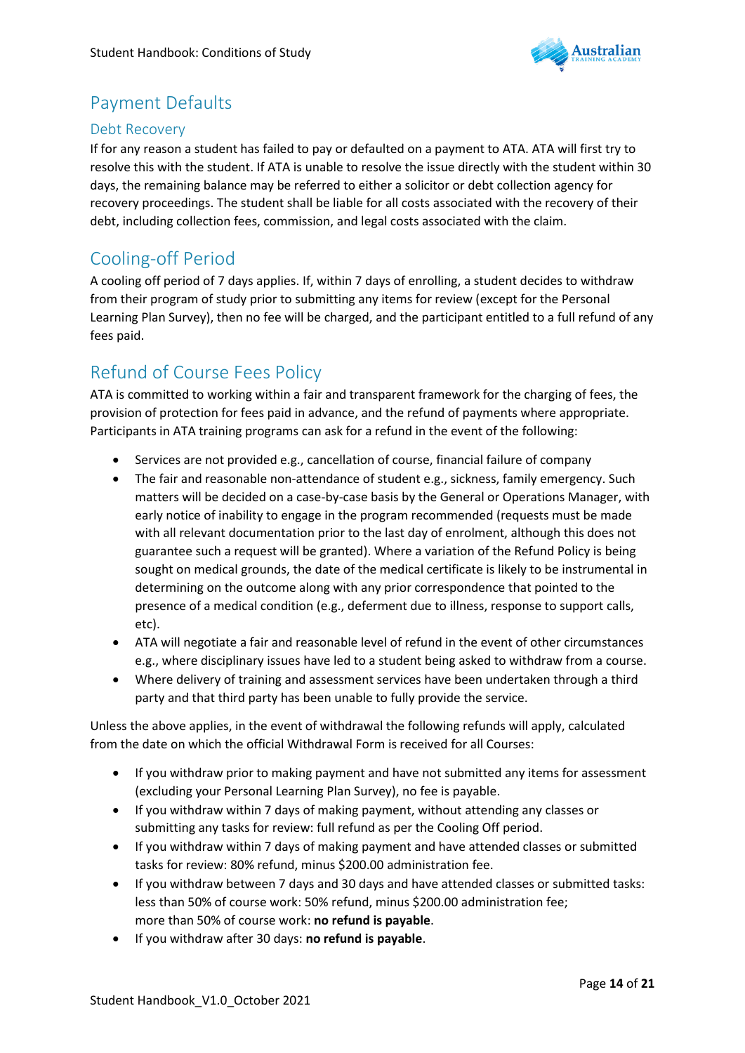## Payment Defaults

### Debt Recovery

If for any reason a student has failed to pay or defaulted on a payment to ATA. ATA will first try to resolve this with the student. If ATA is unable to resolve the issue directly with the student within 30 days, the remaining balance may be referred to either a solicitor or debt collection agency for recovery proceedings. The student shall be liable for all costs associated with the recovery of their debt, including collection fees, commission, and legal costs associated with the claim.

## Cooling-off Period

A cooling off period of 7 days applies. If, within 7 days of enrolling, a student decides to withdraw from their program of study prior to submitting any items for review (except for the Personal Learning Plan Survey), then no fee will be charged, and the participant entitled to a full refund of any fees paid.

## Refund of Course Fees Policy

ATA is committed to working within a fair and transparent framework for the charging of fees, the provision of protection for fees paid in advance, and the refund of payments where appropriate. Participants in ATA training programs can ask for a refund in the event of the following:

- Services are not provided e.g., cancellation of course, financial failure of company
- The fair and reasonable non-attendance of student e.g., sickness, family emergency. Such matters will be decided on a case-by-case basis by the General or Operations Manager, with early notice of inability to engage in the program recommended (requests must be made with all relevant documentation prior to the last day of enrolment, although this does not guarantee such a request will be granted). Where a variation of the Refund Policy is being sought on medical grounds, the date of the medical certificate is likely to be instrumental in determining on the outcome along with any prior correspondence that pointed to the presence of a medical condition (e.g., deferment due to illness, response to support calls, etc).
- ATA will negotiate a fair and reasonable level of refund in the event of other circumstances e.g., where disciplinary issues have led to a student being asked to withdraw from a course.
- Where delivery of training and assessment services have been undertaken through a third party and that third party has been unable to fully provide the service.

Unless the above applies, in the event of withdrawal the following refunds will apply, calculated from the date on which the official Withdrawal Form is received for all Courses:

- If you withdraw prior to making payment and have not submitted any items for assessment (excluding your Personal Learning Plan Survey), no fee is payable.
- If you withdraw within 7 days of making payment, without attending any classes or submitting any tasks for review: full refund as per the Cooling Off period.
- If you withdraw within 7 days of making payment and have attended classes or submitted tasks for review: 80% refund, minus $200.00 administration fee.
- If you withdraw between 7 days and 30 days and have attended classes or submitted tasks: less than 50% of course work: 50% refund, minus $200.00 administration fee; more than 50% of course work: **no refund is payable**.
- If you withdraw after 30 days: **no refund is payable**.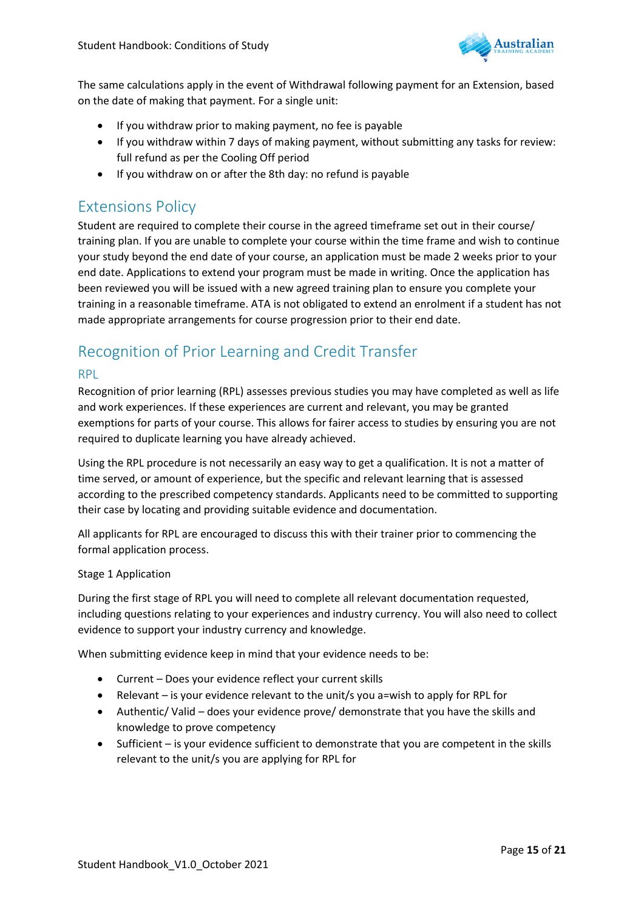The same calculations apply in the event of Withdrawal following payment for an Extension, based on the date of making that payment. For a single unit:

- If you withdraw prior to making payment, no fee is payable
- If you withdraw within 7 days of making payment, without submitting any tasks for review: full refund as per the Cooling Off period
- If you withdraw on or after the 8th day: no refund is payable

## Extensions Policy

Student are required to complete their course in the agreed timeframe set out in their course/ training plan. If you are unable to complete your course within the time frame and wish to continue your study beyond the end date of your course, an application must be made 2 weeks prior to your end date. Applications to extend your program must be made in writing. Once the application has been reviewed you will be issued with a new agreed training plan to ensure you complete your training in a reasonable timeframe. ATA is not obligated to extend an enrolment if a student has not made appropriate arrangements for course progression prior to their end date.

## Recognition of Prior Learning and Credit Transfer

### RPL

Recognition of prior learning (RPL) assesses previous studies you may have completed as well as life and work experiences. If these experiences are current and relevant, you may be granted exemptions for parts of your course. This allows for fairer access to studies by ensuring you are not required to duplicate learning you have already achieved.

Using the RPL procedure is not necessarily an easy way to get a qualification. It is not a matter of time served, or amount of experience, but the specific and relevant learning that is assessed according to the prescribed competency standards. Applicants need to be committed to supporting their case by locating and providing suitable evidence and documentation.

All applicants for RPL are encouraged to discuss this with their trainer prior to commencing the formal application process.

Stage 1 Application

During the first stage of RPL you will need to complete all relevant documentation requested, including questions relating to your experiences and industry currency. You will also need to collect evidence to support your industry currency and knowledge.

When submitting evidence keep in mind that your evidence needs to be:

- Current – Does your evidence reflect your current skills
- Relevant – is your evidence relevant to the unit/s you a=wish to apply for RPL for
- Authentic/ Valid – does your evidence prove/ demonstrate that you have the skills and knowledge to prove competency
- Sufficient – is your evidence sufficient to demonstrate that you are competent in the skills relevant to the unit/s you are applying for RPL for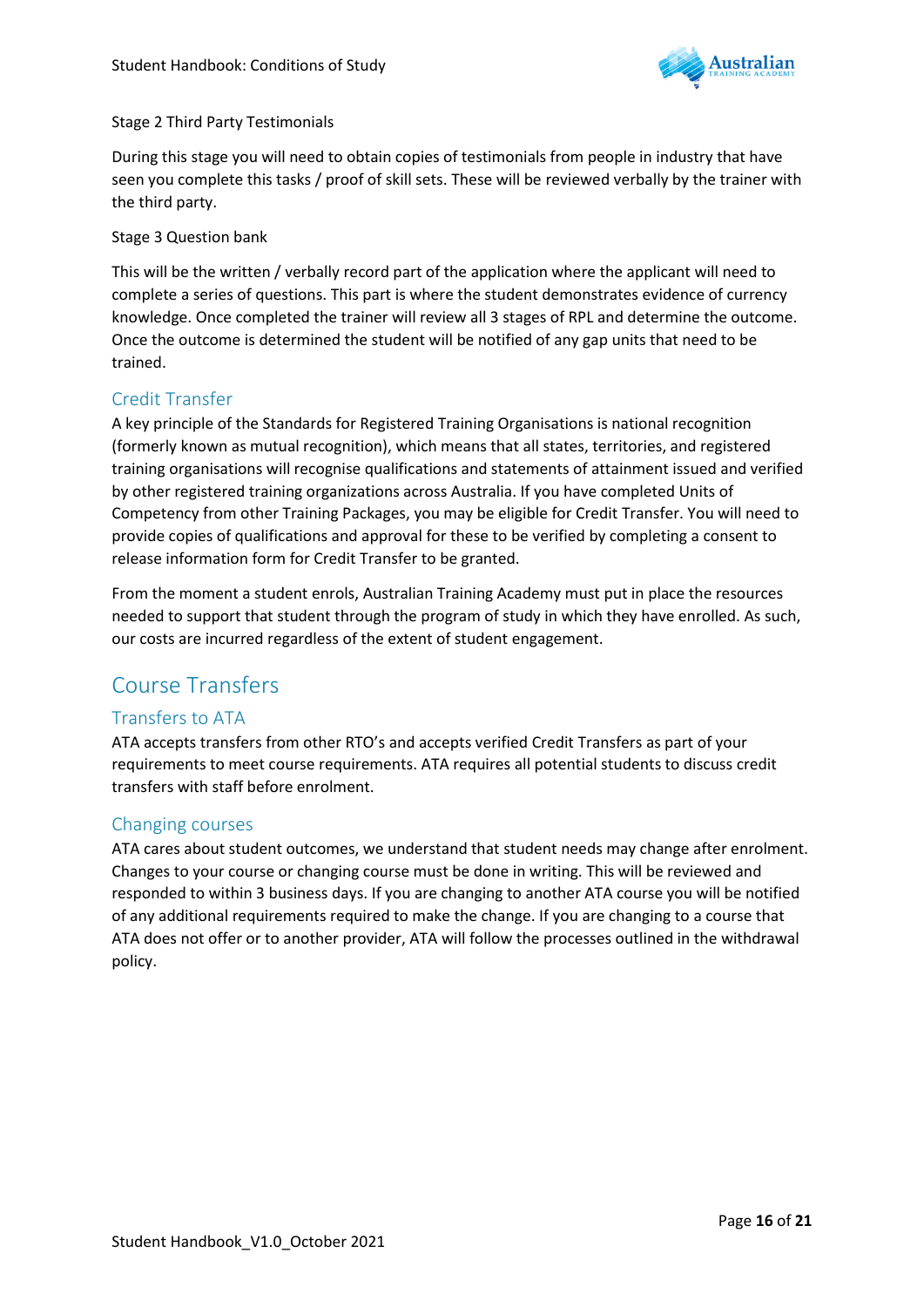Stage 2 Third Party Testimonials

During this stage you will need to obtain copies of testimonials from people in industry that have seen you complete this tasks / proof of skill sets. These will be reviewed verbally by the trainer with the third party.

Stage 3 Question bank

This will be the written / verbally record part of the application where the applicant will need to complete a series of questions. This part is where the student demonstrates evidence of currency knowledge. Once completed the trainer will review all 3 stages of RPL and determine the outcome. Once the outcome is determined the student will be notified of any gap units that need to be trained.

### Credit Transfer

A key principle of the Standards for Registered Training Organisations is national recognition (formerly known as mutual recognition), which means that all states, territories, and registered training organisations will recognise qualifications and statements of attainment issued and verified by other registered training organizations across Australia. If you have completed Units of Competency from other Training Packages, you may be eligible for Credit Transfer. You will need to provide copies of qualifications and approval for these to be verified by completing a consent to release information form for Credit Transfer to be granted.

From the moment a student enrols, Australian Training Academy must put in place the resources needed to support that student through the program of study in which they have enrolled. As such, our costs are incurred regardless of the extent of student engagement.

## Course Transfers

### Transfers to ATA

ATA accepts transfers from other RTO's and accepts verified Credit Transfers as part of your requirements to meet course requirements. ATA requires all potential students to discuss credit transfers with staff before enrolment.

### Changing courses

ATA cares about student outcomes, we understand that student needs may change after enrolment. Changes to your course or changing course must be done in writing. This will be reviewed and responded to within 3 business days. If you are changing to another ATA course you will be notified of any additional requirements required to make the change. If you are changing to a course that ATA does not offer or to another provider, ATA will follow the processes outlined in the withdrawal policy.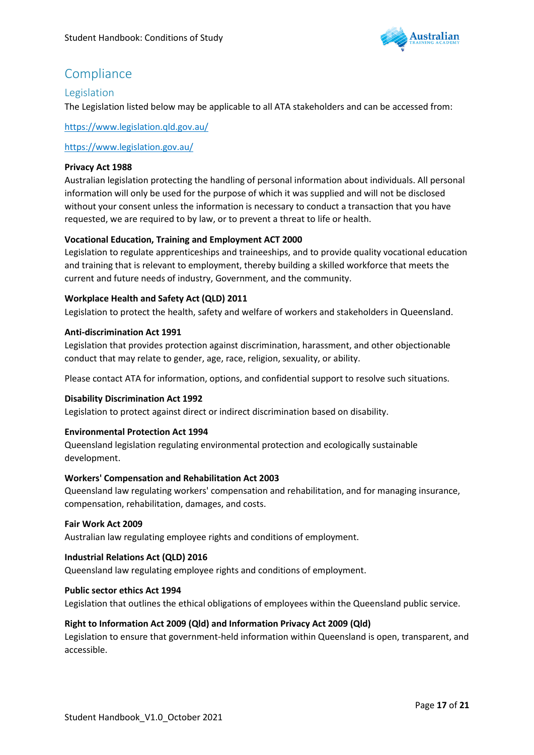# Compliance

## Legislation

The Legislation listed below may be applicable to all ATA stakeholders and can be accessed from:

https://www.legislation.qld.gov.au/

https://www.legislation.gov.au/

**Privacy Act 1988**

Australian legislation protecting the handling of personal information about individuals. All personal information will only be used for the purpose of which it was supplied and will not be disclosed without your consent unless the information is necessary to conduct a transaction that you have requested, we are required to by law, or to prevent a threat to life or health.

**Vocational Education, Training and Employment ACT 2000**

Legislation to regulate apprenticeships and traineeships, and to provide quality vocational education and training that is relevant to employment, thereby building a skilled workforce that meets the current and future needs of industry, Government, and the community.

**Workplace Health and Safety Act (QLD) 2011**

Legislation to protect the health, safety and welfare of workers and stakeholders in Queensland.

**Anti-discrimination Act 1991**

Legislation that provides protection against discrimination, harassment, and other objectionable conduct that may relate to gender, age, race, religion, sexuality, or ability.

Please contact ATA for information, options, and confidential support to resolve such situations.

**Disability Discrimination Act 1992**

Legislation to protect against direct or indirect discrimination based on disability.

**Environmental Protection Act 1994**

Queensland legislation regulating environmental protection and ecologically sustainable development.

**Workers' Compensation and Rehabilitation Act 2003**

Queensland law regulating workers' compensation and rehabilitation, and for managing insurance, compensation, rehabilitation, damages, and costs.

**Fair Work Act 2009**

Australian law regulating employee rights and conditions of employment.

**Industrial Relations Act (QLD) 2016**

Queensland law regulating employee rights and conditions of employment.

**Public sector ethics Act 1994**

Legislation that outlines the ethical obligations of employees within the Queensland public service.

**Right to Information Act 2009 (Qld) and Information Privacy Act 2009 (Qld)**

Legislation to ensure that government-held information within Queensland is open, transparent, and accessible.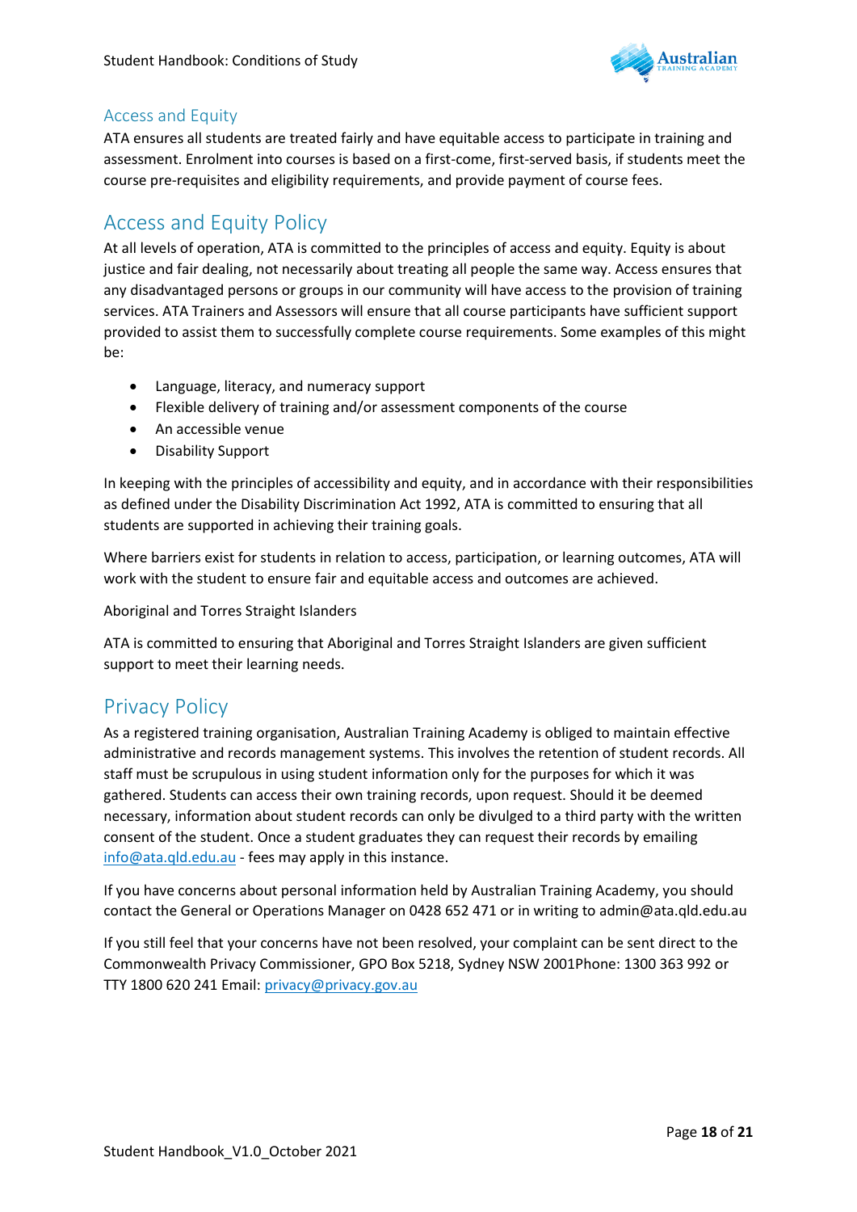## Access and Equity

ATA ensures all students are treated fairly and have equitable access to participate in training and assessment. Enrolment into courses is based on a first-come, first-served basis, if students meet the course pre-requisites and eligibility requirements, and provide payment of course fees.

# Access and Equity Policy

At all levels of operation, ATA is committed to the principles of access and equity. Equity is about justice and fair dealing, not necessarily about treating all people the same way. Access ensures that any disadvantaged persons or groups in our community will have access to the provision of training services. ATA Trainers and Assessors will ensure that all course participants have sufficient support provided to assist them to successfully complete course requirements. Some examples of this might be:

- Language, literacy, and numeracy support
- Flexible delivery of training and/or assessment components of the course
- An accessible venue
- Disability Support

In keeping with the principles of accessibility and equity, and in accordance with their responsibilities as defined under the Disability Discrimination Act 1992, ATA is committed to ensuring that all students are supported in achieving their training goals.

Where barriers exist for students in relation to access, participation, or learning outcomes, ATA will work with the student to ensure fair and equitable access and outcomes are achieved.

Aboriginal and Torres Straight Islanders

ATA is committed to ensuring that Aboriginal and Torres Straight Islanders are given sufficient support to meet their learning needs.

# Privacy Policy

As a registered training organisation, Australian Training Academy is obliged to maintain effective administrative and records management systems. This involves the retention of student records. All staff must be scrupulous in using student information only for the purposes for which it was gathered. Students can access their own training records, upon request. Should it be deemed necessary, information about student records can only be divulged to a third party with the written consent of the student. Once a student graduates they can request their records by emailing info@ata.qld.edu.au - fees may apply in this instance.

If you have concerns about personal information held by Australian Training Academy, you should contact the General or Operations Manager on 0428 652 471 or in writing to admin@ata.qld.edu.au

If you still feel that your concerns have not been resolved, your complaint can be sent direct to the Commonwealth Privacy Commissioner, GPO Box 5218, Sydney NSW 2001Phone: 1300 363 992 or TTY 1800 620 241 Email: privacy@privacy.gov.au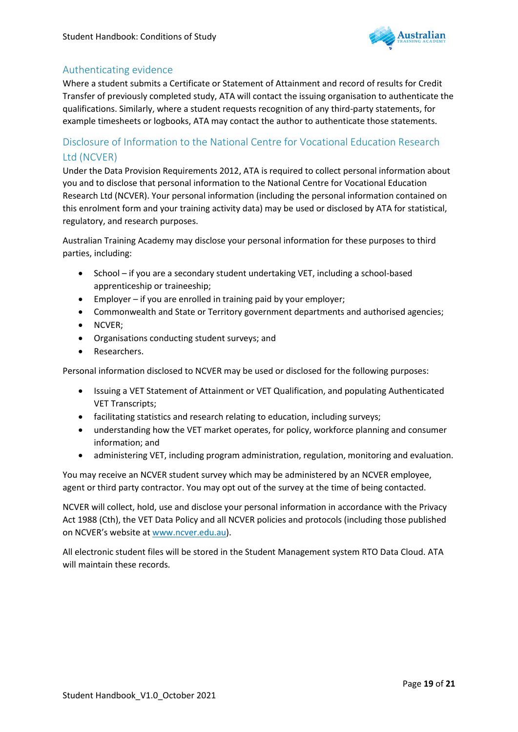## Authenticating evidence

Where a student submits a Certificate or Statement of Attainment and record of results for Credit Transfer of previously completed study, ATA will contact the issuing organisation to authenticate the qualifications. Similarly, where a student requests recognition of any third-party statements, for example timesheets or logbooks, ATA may contact the author to authenticate those statements.

## Disclosure of Information to the National Centre for Vocational Education Research Ltd (NCVER)

Under the Data Provision Requirements 2012, ATA is required to collect personal information about you and to disclose that personal information to the National Centre for Vocational Education Research Ltd (NCVER). Your personal information (including the personal information contained on this enrolment form and your training activity data) may be used or disclosed by ATA for statistical, regulatory, and research purposes.

Australian Training Academy may disclose your personal information for these purposes to third parties, including:

- School – if you are a secondary student undertaking VET, including a school-based apprenticeship or traineeship;
- Employer – if you are enrolled in training paid by your employer;
- Commonwealth and State or Territory government departments and authorised agencies;
- NCVER;
- Organisations conducting student surveys; and
- Researchers.

Personal information disclosed to NCVER may be used or disclosed for the following purposes:

- Issuing a VET Statement of Attainment or VET Qualification, and populating Authenticated VET Transcripts;
- facilitating statistics and research relating to education, including surveys;
- understanding how the VET market operates, for policy, workforce planning and consumer information; and
- administering VET, including program administration, regulation, monitoring and evaluation.

You may receive an NCVER student survey which may be administered by an NCVER employee, agent or third party contractor. You may opt out of the survey at the time of being contacted.

NCVER will collect, hold, use and disclose your personal information in accordance with the Privacy Act 1988 (Cth), the VET Data Policy and all NCVER policies and protocols (including those published on NCVER's website at www.ncver.edu.au).

All electronic student files will be stored in the Student Management system RTO Data Cloud. ATA will maintain these records.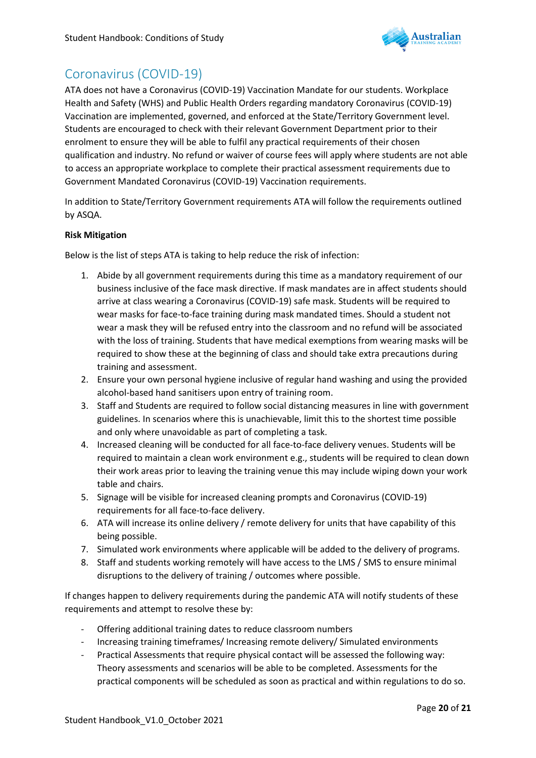## Coronavirus (COVID-19)

ATA does not have a Coronavirus (COVID-19) Vaccination Mandate for our students. Workplace Health and Safety (WHS) and Public Health Orders regarding mandatory Coronavirus (COVID-19) Vaccination are implemented, governed, and enforced at the State/Territory Government level. Students are encouraged to check with their relevant Government Department prior to their enrolment to ensure they will be able to fulfil any practical requirements of their chosen qualification and industry. No refund or waiver of course fees will apply where students are not able to access an appropriate workplace to complete their practical assessment requirements due to Government Mandated Coronavirus (COVID-19) Vaccination requirements.

In addition to State/Territory Government requirements ATA will follow the requirements outlined by ASQA.

**Risk Mitigation**

Below is the list of steps ATA is taking to help reduce the risk of infection:

1. Abide by all government requirements during this time as a mandatory requirement of our business inclusive of the face mask directive. If mask mandates are in affect students should arrive at class wearing a Coronavirus (COVID-19) safe mask. Students will be required to wear masks for face-to-face training during mask mandated times. Should a student not wear a mask they will be refused entry into the classroom and no refund will be associated with the loss of training. Students that have medical exemptions from wearing masks will be required to show these at the beginning of class and should take extra precautions during training and assessment.
2. Ensure your own personal hygiene inclusive of regular hand washing and using the provided alcohol-based hand sanitisers upon entry of training room.
3. Staff and Students are required to follow social distancing measures in line with government guidelines. In scenarios where this is unachievable, limit this to the shortest time possible and only where unavoidable as part of completing a task.
4. Increased cleaning will be conducted for all face-to-face delivery venues. Students will be required to maintain a clean work environment e.g., students will be required to clean down their work areas prior to leaving the training venue this may include wiping down your work table and chairs.
5. Signage will be visible for increased cleaning prompts and Coronavirus (COVID-19) requirements for all face-to-face delivery.
6. ATA will increase its online delivery / remote delivery for units that have capability of this being possible.
7. Simulated work environments where applicable will be added to the delivery of programs.
8. Staff and students working remotely will have access to the LMS / SMS to ensure minimal disruptions to the delivery of training / outcomes where possible.

If changes happen to delivery requirements during the pandemic ATA will notify students of these requirements and attempt to resolve these by:

- Offering additional training dates to reduce classroom numbers
- Increasing training timeframes/ Increasing remote delivery/ Simulated environments
- Practical Assessments that require physical contact will be assessed the following way: Theory assessments and scenarios will be able to be completed. Assessments for the practical components will be scheduled as soon as practical and within regulations to do so.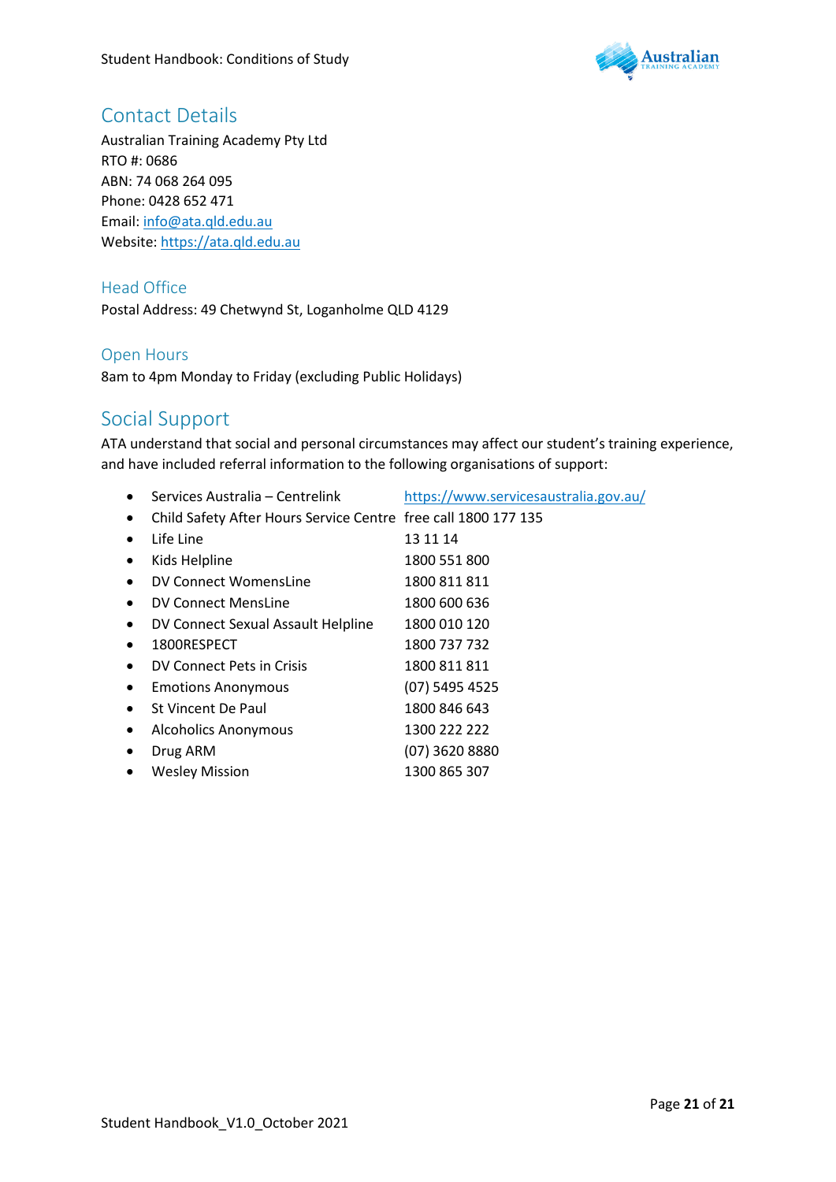## Contact Details

Australian Training Academy Pty Ltd
RTO #: 0686
ABN: 74 068 264 095
Phone: 0428 652 471
Email: info@ata.qld.edu.au
Website: https://ata.qld.edu.au

### Head Office

Postal Address: 49 Chetwynd St, Loganholme QLD 4129

### Open Hours

8am to 4pm Monday to Friday (excluding Public Holidays)

## Social Support

ATA understand that social and personal circumstances may affect our student's training experience, and have included referral information to the following organisations of support:

- Services Australia – Centrelink https://www.servicesaustralia.gov.au/
- Child Safety After Hours Service Centre free call 1800 177 135
- Life Line 13 11 14
- Kids Helpline 1800 551 800
- DV Connect WomensLine 1800 811 811
- DV Connect MensLine 1800 600 636
- DV Connect Sexual Assault Helpline 1800 010 120
- 1800RESPECT 1800 737 732
- DV Connect Pets in Crisis 1800 811 811
- Emotions Anonymous (07) 5495 4525
- St Vincent De Paul 1800 846 643
- Alcoholics Anonymous 1300 222 222
- Drug ARM (07) 3620 8880
- Wesley Mission 1300 865 307